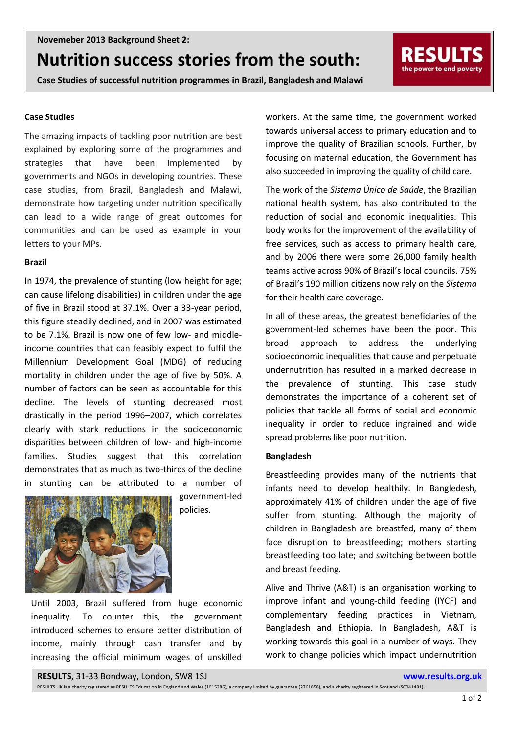**Novemeber 2013 Background Sheet 2:**

# Nutrition success stories from the south:

**Case Studies of successful nutrition programmes in Brazil, Bangladesh and Malawi**

RESULTS the power to end poverty

## Case Studies

The amazing impacts of tackling poor nutrition are best explained by exploring some of the programmes and strategies that have been implemented by governments and NGOs in developing countries. These case studies, from Brazil, Bangladesh and Malawi, demonstrate how targeting under nutrition specifically can lead to a wide range of great outcomes for communities and can be used as example in your letters to your MPs.

### Brazil

In 1974, the prevalence of stunting (low height for age; can cause lifelong disabilities) in children under the age of five in Brazil stood at 37.1%. Over a 33-year period, this figure steadily declined, and in 2007 was estimated to be 7.1%. Brazil is now one of few low- and middle-income countries that can feasibly expect to fulfil the Millennium Development Goal (MDG) of reducing mortality in children under the age of five by 50%. A number of factors can be seen as accountable for this decline. The levels of stunting decreased most drastically in the period 1996–2007, which correlates clearly with stark reductions in the socioeconomic disparities between children of low- and high-income families. Studies suggest that this correlation demonstrates that as much as two-thirds of the decline in stunting can be attributed to a number of government-led policies.

Until 2003, Brazil suffered from huge economic inequality. To counter this, the government introduced schemes to ensure better distribution of income, mainly through cash transfer and by increasing the official minimum wages of unskilled workers. At the same time, the government worked towards universal access to primary education and to improve the quality of Brazilian schools. Further, by focusing on maternal education, the Government has also succeeded in improving the quality of child care.

The work of the *Sistema Único de Saúde*, the Brazilian national health system, has also contributed to the reduction of social and economic inequalities. This body works for the improvement of the availability of free services, such as access to primary health care, and by 2006 there were some 26,000 family health teams active across 90% of Brazil's local councils. 75% of Brazil's 190 million citizens now rely on the *Sistema* for their health care coverage.

In all of these areas, the greatest beneficiaries of the government-led schemes have been the poor. This broad approach to address the underlying socioeconomic inequalities that cause and perpetuate undernutrition has resulted in a marked decrease in the prevalence of stunting. This case study demonstrates the importance of a coherent set of policies that tackle all forms of social and economic inequality in order to reduce ingrained and wide spread problems like poor nutrition.

### Bangladesh

Breastfeeding provides many of the nutrients that infants need to develop healthily. In Bangledesh, approximately 41% of children under the age of five suffer from stunting. Although the majority of children in Bangladesh are breastfed, many of them face disruption to breastfeeding; mothers starting breastfeeding too late; and switching between bottle and breast feeding.

Alive and Thrive (A&T) is an organisation working to improve infant and young-child feeding (IYCF) and complementary feeding practices in Vietnam, Bangladesh and Ethiopia. In Bangladesh, A&T is working towards this goal in a number of ways. They work to change policies which impact undernutrition

**RESULTS**, 31-33 Bondway, London, SW8 1SJ **www.results.org.uk**

RESULTS UK is a charity registered as RESULTS Education in England and Wales (1015286), a company limited by guarantee (2761858), and a charity registered in Scotland (SC041481).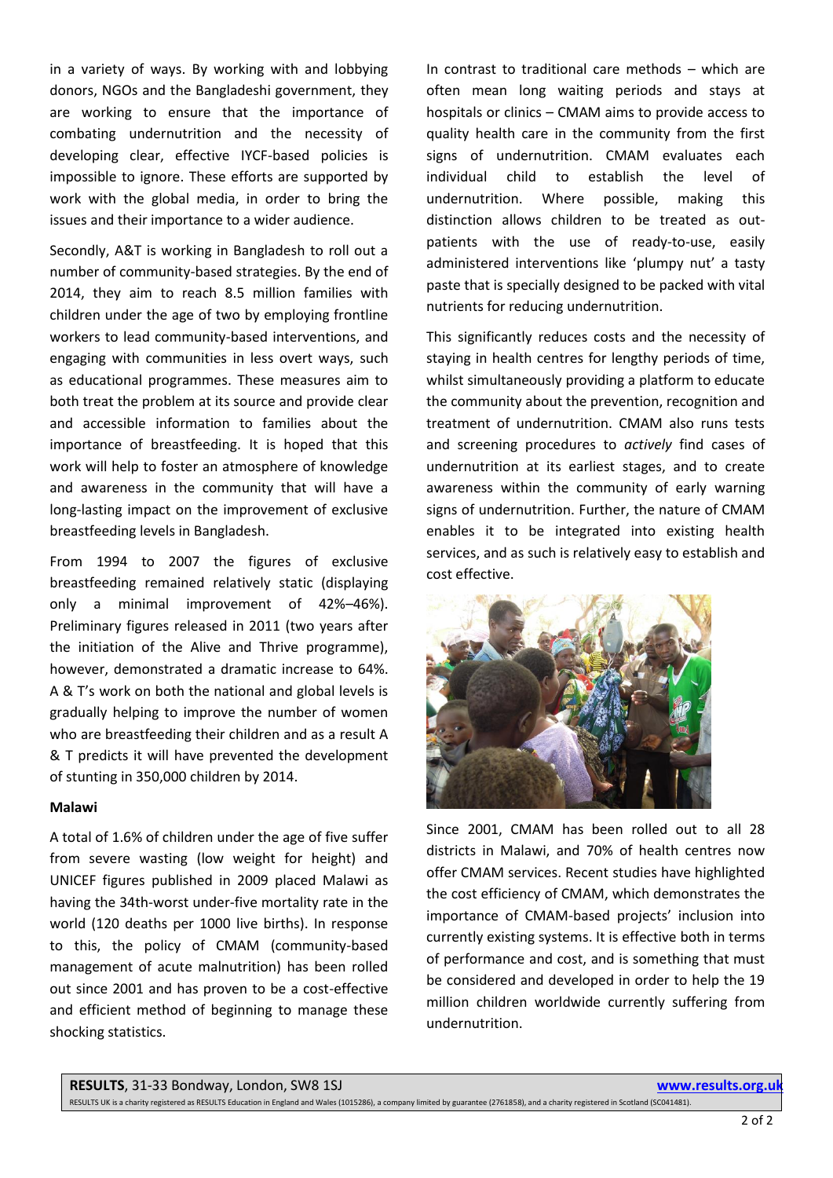in a variety of ways. By working with and lobbying donors, NGOs and the Bangladeshi government, they are working to ensure that the importance of combating undernutrition and the necessity of developing clear, effective IYCF-based policies is impossible to ignore. These efforts are supported by work with the global media, in order to bring the issues and their importance to a wider audience.

Secondly, A&T is working in Bangladesh to roll out a number of community-based strategies. By the end of 2014, they aim to reach 8.5 million families with children under the age of two by employing frontline workers to lead community-based interventions, and engaging with communities in less overt ways, such as educational programmes. These measures aim to both treat the problem at its source and provide clear and accessible information to families about the importance of breastfeeding. It is hoped that this work will help to foster an atmosphere of knowledge and awareness in the community that will have a long-lasting impact on the improvement of exclusive breastfeeding levels in Bangladesh.

From 1994 to 2007 the figures of exclusive breastfeeding remained relatively static (displaying only a minimal improvement of 42%–46%). Preliminary figures released in 2011 (two years after the initiation of the Alive and Thrive programme), however, demonstrated a dramatic increase to 64%. A & T's work on both the national and global levels is gradually helping to improve the number of women who are breastfeeding their children and as a result A & T predicts it will have prevented the development of stunting in 350,000 children by 2014.

**Malawi**

A total of 1.6% of children under the age of five suffer from severe wasting (low weight for height) and UNICEF figures published in 2009 placed Malawi as having the 34th-worst under-five mortality rate in the world (120 deaths per 1000 live births). In response to this, the policy of CMAM (community-based management of acute malnutrition) has been rolled out since 2001 and has proven to be a cost-effective and efficient method of beginning to manage these shocking statistics.

In contrast to traditional care methods – which are often mean long waiting periods and stays at hospitals or clinics – CMAM aims to provide access to quality health care in the community from the first signs of undernutrition. CMAM evaluates each individual child to establish the level of undernutrition. Where possible, making this distinction allows children to be treated as out-patients with the use of ready-to-use, easily administered interventions like 'plumpy nut' a tasty paste that is specially designed to be packed with vital nutrients for reducing undernutrition.

This significantly reduces costs and the necessity of staying in health centres for lengthy periods of time, whilst simultaneously providing a platform to educate the community about the prevention, recognition and treatment of undernutrition. CMAM also runs tests and screening procedures to *actively* find cases of undernutrition at its earliest stages, and to create awareness within the community of early warning signs of undernutrition. Further, the nature of CMAM enables it to be integrated into existing health services, and as such is relatively easy to establish and cost effective.

Since 2001, CMAM has been rolled out to all 28 districts in Malawi, and 70% of health centres now offer CMAM services. Recent studies have highlighted the cost efficiency of CMAM, which demonstrates the importance of CMAM-based projects' inclusion into currently existing systems. It is effective both in terms of performance and cost, and is something that must be considered and developed in order to help the 19 million children worldwide currently suffering from undernutrition.

**RESULTS**, 31-33 Bondway, London, SW8 1SJ www.results.org.uk

RESULTS UK is a charity registered as RESULTS Education in England and Wales (1015286), a company limited by guarantee (2761858), and a charity registered in Scotland (SC041481).